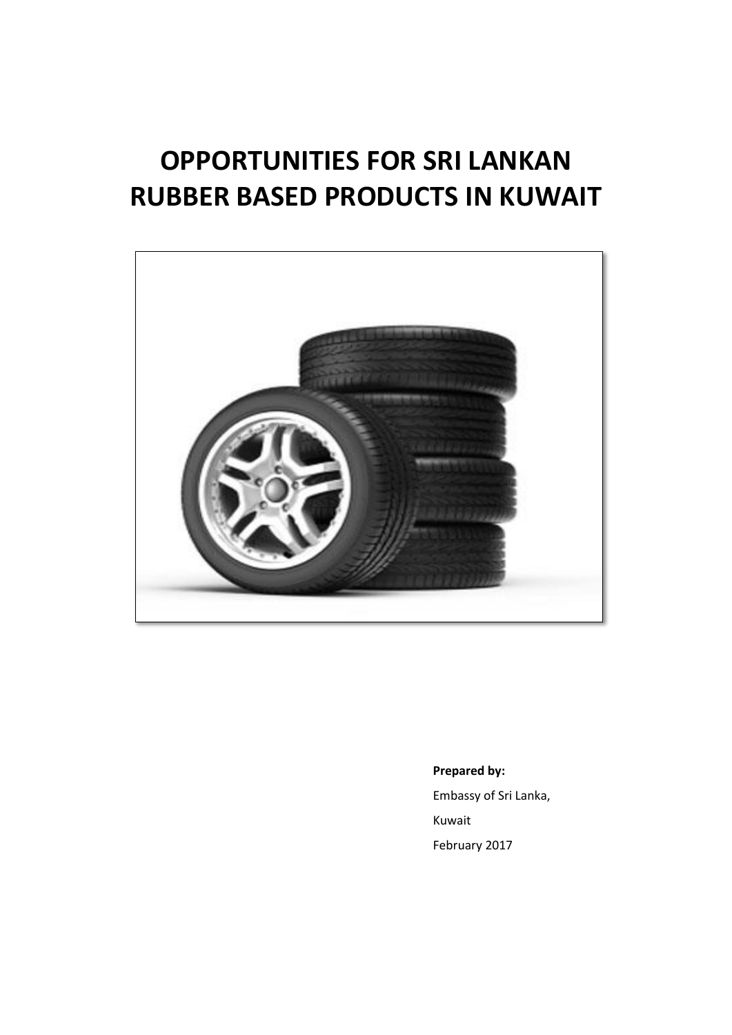# OPPORTUNITIES FOR SRI LANKAN RUBBER BASED PRODUCTS IN KUWAIT

**Prepared by:**

Embassy of Sri Lanka,

Kuwait

February 2017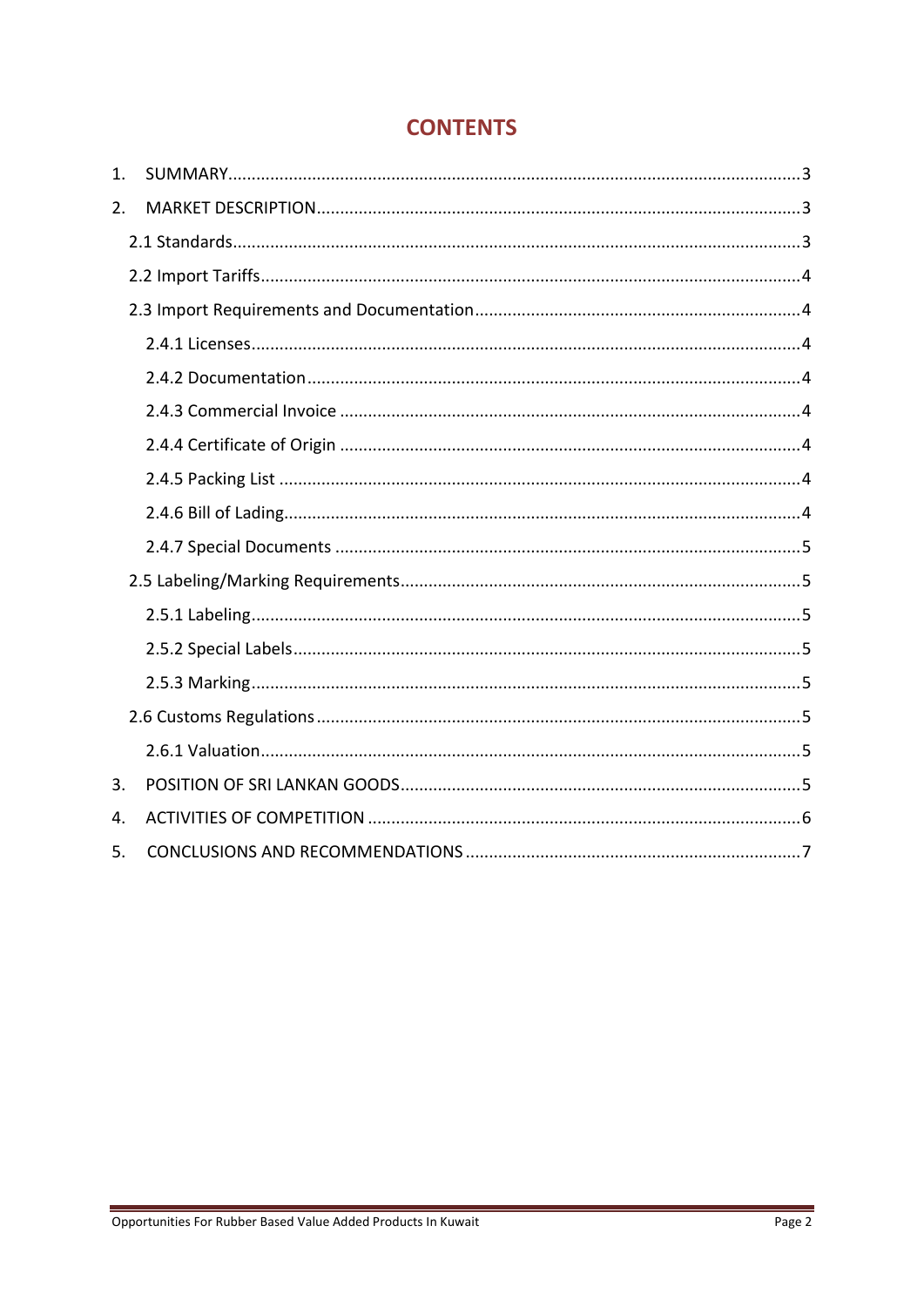# CONTENTS

1. SUMMARY ........................................................................................................ 3
2. MARKET DESCRIPTION ...................................................................................... 3
   - 2.1 Standards ........................................................................................................ 3
   - 2.2 Import Tariffs .................................................................................................. 4
   - 2.3 Import Requirements and Documentation .................................................... 4
     - 2.4.1 Licenses .................................................................................................... 4
     - 2.4.2 Documentation ........................................................................................ 4
     - 2.4.3 Commercial Invoice ................................................................................. 4
     - 2.4.4 Certificate of Origin ................................................................................. 4
     - 2.4.5 Packing List ............................................................................................. 4
     - 2.4.6 Bill of Lading ............................................................................................ 4
     - 2.4.7 Special Documents .................................................................................. 5
   - 2.5 Labeling/Marking Requirements ................................................................... 5
     - 2.5.1 Labeling .................................................................................................... 5
     - 2.5.2 Special Labels .......................................................................................... 5
     - 2.5.3 Marking .................................................................................................... 5
   - 2.6 Customs Regulations ..................................................................................... 5
     - 2.6.1 Valuation .................................................................................................. 5
3. POSITION OF SRI LANKAN GOODS ................................................................... 5
4. ACTIVITIES OF COMPETITION .......................................................................... 6
5. CONCLUSIONS AND RECOMMENDATIONS ..................................................... 7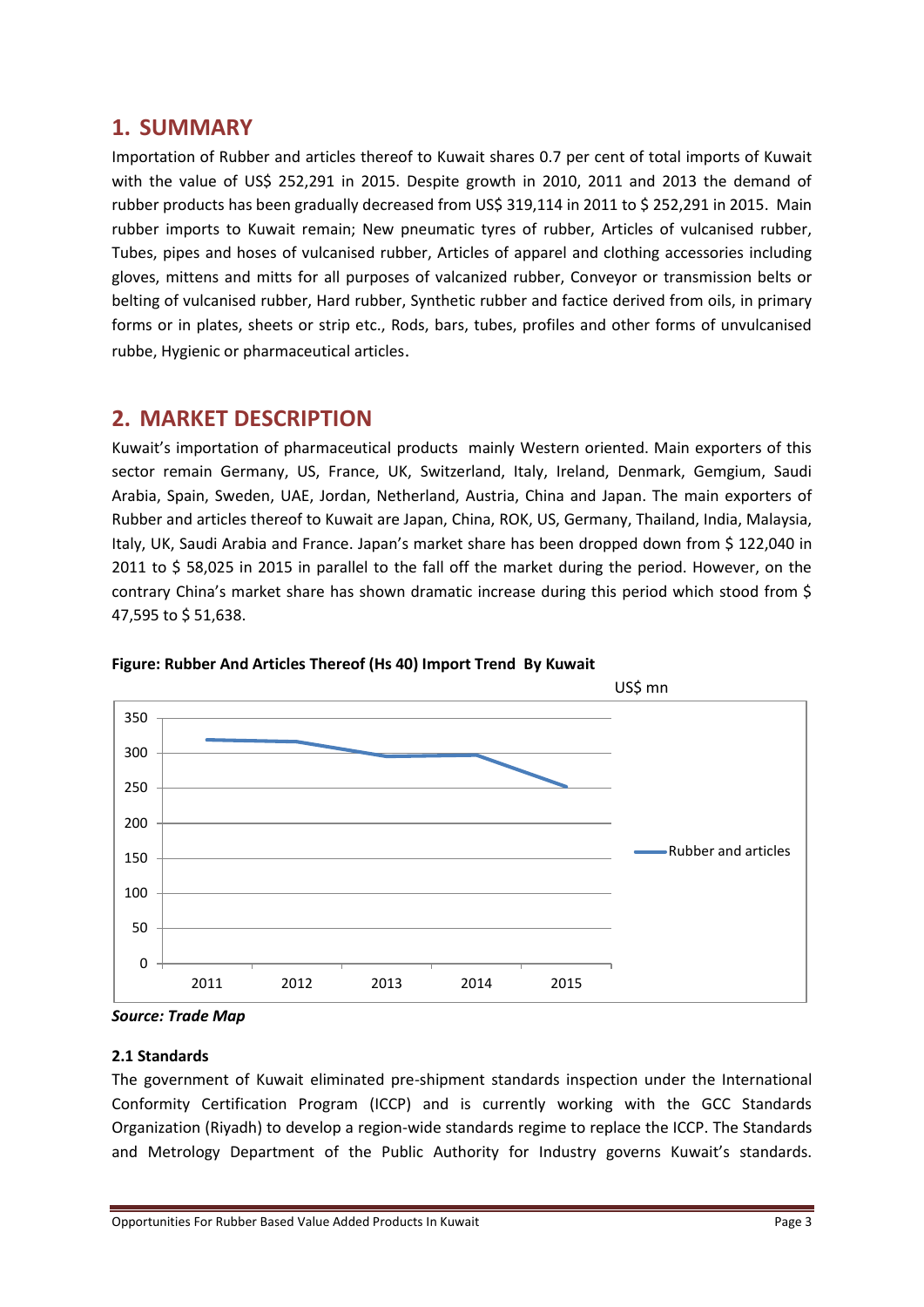## 1. SUMMARY

Importation of Rubber and articles thereof to Kuwait shares 0.7 per cent of total imports of Kuwait with the value of US$ 252,291 in 2015. Despite growth in 2010, 2011 and 2013 the demand of rubber products has been gradually decreased from US$ 319,114 in 2011 to $ 252,291 in 2015. Main rubber imports to Kuwait remain; New pneumatic tyres of rubber, Articles of vulcanised rubber, Tubes, pipes and hoses of vulcanised rubber, Articles of apparel and clothing accessories including gloves, mittens and mitts for all purposes of valcanized rubber, Conveyor or transmission belts or belting of vulcanised rubber, Hard rubber, Synthetic rubber and factice derived from oils, in primary forms or in plates, sheets or strip etc., Rods, bars, tubes, profiles and other forms of unvulcanised rubbe, Hygienic or pharmaceutical articles.

## 2. MARKET DESCRIPTION

Kuwait's importation of pharmaceutical products mainly Western oriented. Main exporters of this sector remain Germany, US, France, UK, Switzerland, Italy, Ireland, Denmark, Gemgium, Saudi Arabia, Spain, Sweden, UAE, Jordan, Netherland, Austria, China and Japan. The main exporters of Rubber and articles thereof to Kuwait are Japan, China, ROK, US, Germany, Thailand, India, Malaysia, Italy, UK, Saudi Arabia and France. Japan's market share has been dropped down from $ 122,040 in 2011 to $ 58,025 in 2015 in parallel to the fall off the market during the period. However, on the contrary China's market share has shown dramatic increase during this period which stood from $ 47,595 to $ 51,638.

**Figure: Rubber And Articles Thereof (Hs 40) Import Trend By Kuwait**

US$ mn

| Year | Rubber and articles |
|---|---|
| 2011 | ~319 |
| 2012 | ~316 |
| 2013 | ~295 |
| 2014 | ~297 |
| 2015 | ~252 |

*Source: Trade Map*

### 2.1 Standards

The government of Kuwait eliminated pre-shipment standards inspection under the International Conformity Certification Program (ICCP) and is currently working with the GCC Standards Organization (Riyadh) to develop a region-wide standards regime to replace the ICCP. The Standards and Metrology Department of the Public Authority for Industry governs Kuwait's standards.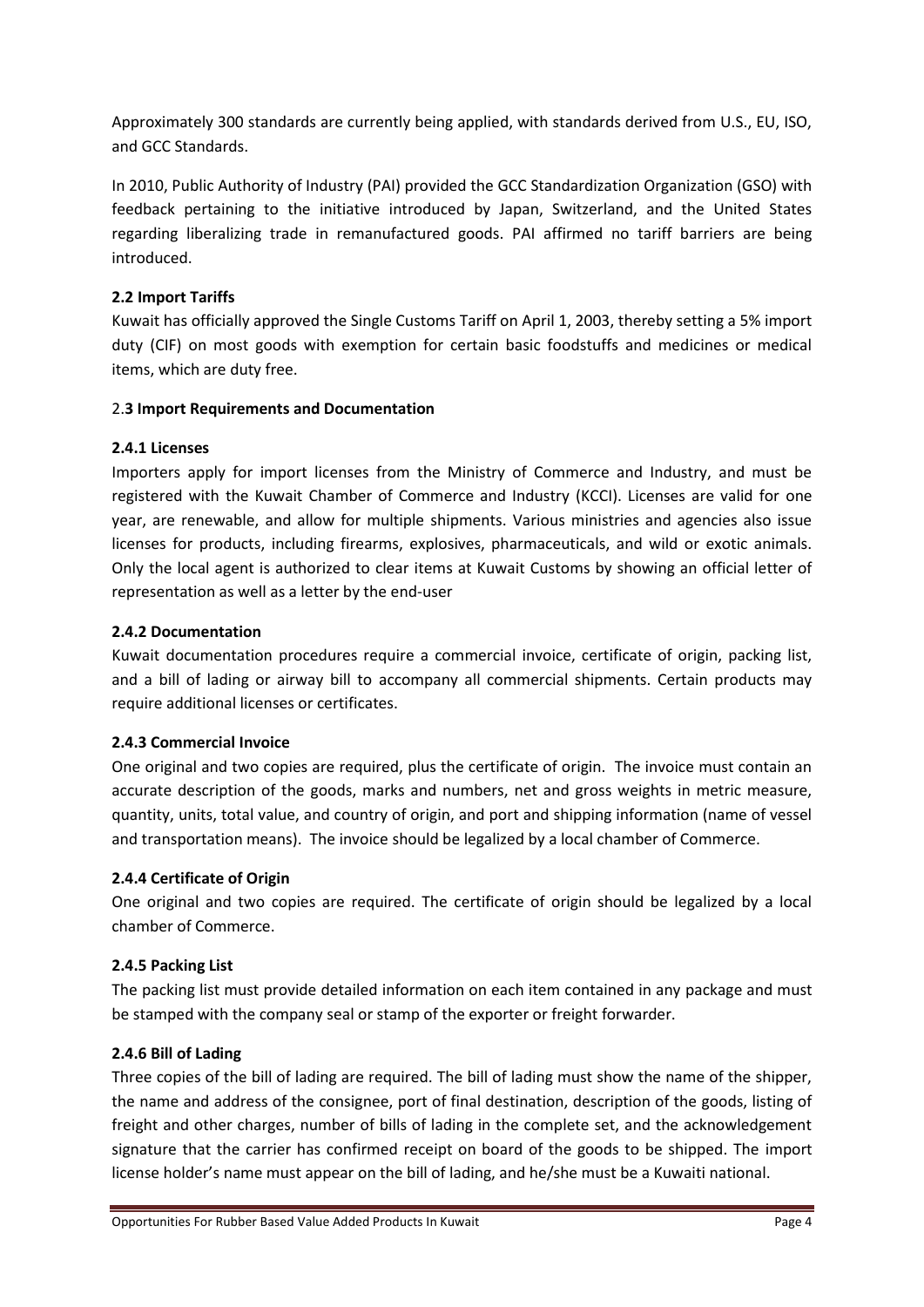Approximately 300 standards are currently being applied, with standards derived from U.S., EU, ISO, and GCC Standards.

In 2010, Public Authority of Industry (PAI) provided the GCC Standardization Organization (GSO) with feedback pertaining to the initiative introduced by Japan, Switzerland, and the United States regarding liberalizing trade in remanufactured goods. PAI affirmed no tariff barriers are being introduced.

### 2.2 Import Tariffs

Kuwait has officially approved the Single Customs Tariff on April 1, 2003, thereby setting a 5% import duty (CIF) on most goods with exemption for certain basic foodstuffs and medicines or medical items, which are duty free.

### 2.3 Import Requirements and Documentation

#### 2.4.1 Licenses

Importers apply for import licenses from the Ministry of Commerce and Industry, and must be registered with the Kuwait Chamber of Commerce and Industry (KCCI). Licenses are valid for one year, are renewable, and allow for multiple shipments. Various ministries and agencies also issue licenses for products, including firearms, explosives, pharmaceuticals, and wild or exotic animals. Only the local agent is authorized to clear items at Kuwait Customs by showing an official letter of representation as well as a letter by the end-user

#### 2.4.2 Documentation

Kuwait documentation procedures require a commercial invoice, certificate of origin, packing list, and a bill of lading or airway bill to accompany all commercial shipments. Certain products may require additional licenses or certificates.

#### 2.4.3 Commercial Invoice

One original and two copies are required, plus the certificate of origin. The invoice must contain an accurate description of the goods, marks and numbers, net and gross weights in metric measure, quantity, units, total value, and country of origin, and port and shipping information (name of vessel and transportation means). The invoice should be legalized by a local chamber of Commerce.

#### 2.4.4 Certificate of Origin

One original and two copies are required. The certificate of origin should be legalized by a local chamber of Commerce.

#### 2.4.5 Packing List

The packing list must provide detailed information on each item contained in any package and must be stamped with the company seal or stamp of the exporter or freight forwarder.

#### 2.4.6 Bill of Lading

Three copies of the bill of lading are required. The bill of lading must show the name of the shipper, the name and address of the consignee, port of final destination, description of the goods, listing of freight and other charges, number of bills of lading in the complete set, and the acknowledgement signature that the carrier has confirmed receipt on board of the goods to be shipped. The import license holder's name must appear on the bill of lading, and he/she must be a Kuwaiti national.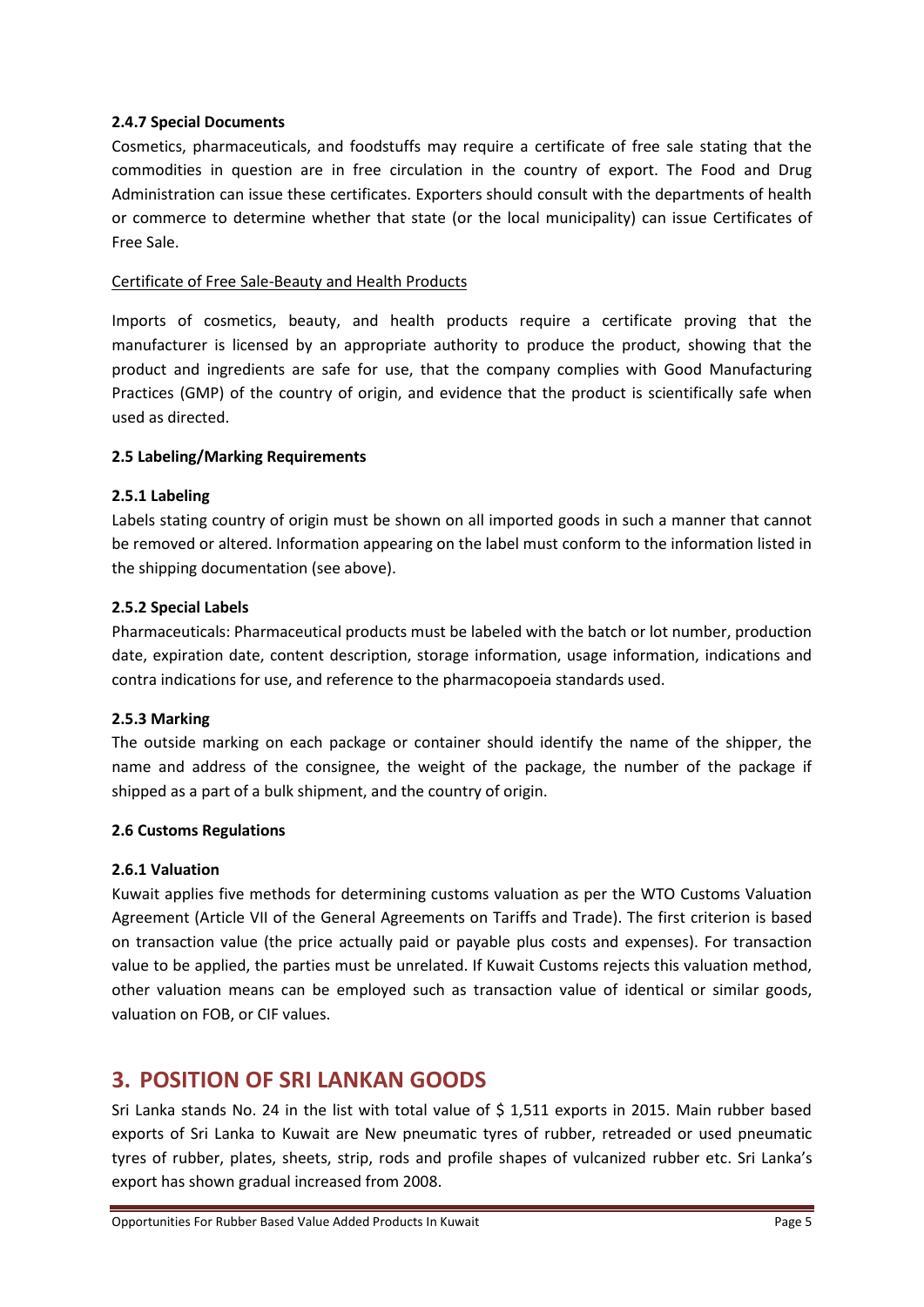#### 2.4.7 Special Documents

Cosmetics, pharmaceuticals, and foodstuffs may require a certificate of free sale stating that the commodities in question are in free circulation in the country of export. The Food and Drug Administration can issue these certificates. Exporters should consult with the departments of health or commerce to determine whether that state (or the local municipality) can issue Certificates of Free Sale.

<u>Certificate of Free Sale-Beauty and Health Products</u>

Imports of cosmetics, beauty, and health products require a certificate proving that the manufacturer is licensed by an appropriate authority to produce the product, showing that the product and ingredients are safe for use, that the company complies with Good Manufacturing Practices (GMP) of the country of origin, and evidence that the product is scientifically safe when used as directed.

### 2.5 Labeling/Marking Requirements

#### 2.5.1 Labeling

Labels stating country of origin must be shown on all imported goods in such a manner that cannot be removed or altered. Information appearing on the label must conform to the information listed in the shipping documentation (see above).

#### 2.5.2 Special Labels

Pharmaceuticals: Pharmaceutical products must be labeled with the batch or lot number, production date, expiration date, content description, storage information, usage information, indications and contra indications for use, and reference to the pharmacopoeia standards used.

#### 2.5.3 Marking

The outside marking on each package or container should identify the name of the shipper, the name and address of the consignee, the weight of the package, the number of the package if shipped as a part of a bulk shipment, and the country of origin.

### 2.6 Customs Regulations

#### 2.6.1 Valuation

Kuwait applies five methods for determining customs valuation as per the WTO Customs Valuation Agreement (Article VII of the General Agreements on Tariffs and Trade). The first criterion is based on transaction value (the price actually paid or payable plus costs and expenses). For transaction value to be applied, the parties must be unrelated. If Kuwait Customs rejects this valuation method, other valuation means can be employed such as transaction value of identical or similar goods, valuation on FOB, or CIF values.

## 3. POSITION OF SRI LANKAN GOODS

Sri Lanka stands No. 24 in the list with total value of $ 1,511 exports in 2015. Main rubber based exports of Sri Lanka to Kuwait are New pneumatic tyres of rubber, retreaded or used pneumatic tyres of rubber, plates, sheets, strip, rods and profile shapes of vulcanized rubber etc. Sri Lanka's export has shown gradual increased from 2008.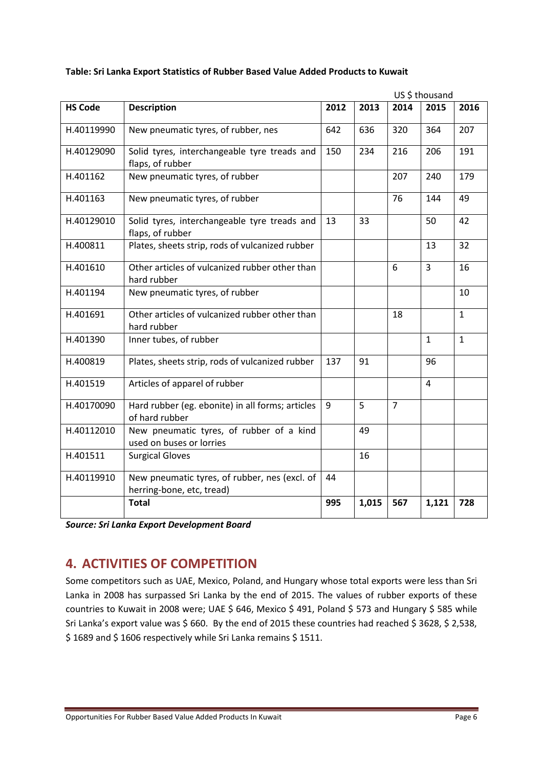**Table: Sri Lanka Export Statistics of Rubber Based Value Added Products to Kuwait**

US $ thousand

| HS Code | Description | 2012 | 2013 | 2014 | 2015 | 2016 |
|---|---|---|---|---|---|---|
| H.40119990 | New pneumatic tyres, of rubber, nes | 642 | 636 | 320 | 364 | 207 |
| H.40129090 | Solid tyres, interchangeable tyre treads and flaps, of rubber | 150 | 234 | 216 | 206 | 191 |
| H.401162 | New pneumatic tyres, of rubber | | | 207 | 240 | 179 |
| H.401163 | New pneumatic tyres, of rubber | | | 76 | 144 | 49 |
| H.40129010 | Solid tyres, interchangeable tyre treads and flaps, of rubber | 13 | 33 | | 50 | 42 |
| H.400811 | Plates, sheets strip, rods of vulcanized rubber | | | | 13 | 32 |
| H.401610 | Other articles of vulcanized rubber other than hard rubber | | | 6 | 3 | 16 |
| H.401194 | New pneumatic tyres, of rubber | | | | | 10 |
| H.401691 | Other articles of vulcanized rubber other than hard rubber | | | 18 | | 1 |
| H.401390 | Inner tubes, of rubber | | | | 1 | 1 |
| H.400819 | Plates, sheets strip, rods of vulcanized rubber | 137 | 91 | | 96 | |
| H.401519 | Articles of apparel of rubber | | | | 4 | |
| H.40170090 | Hard rubber (eg. ebonite) in all forms; articles of hard rubber | 9 | 5 | 7 | | |
| H.40112010 | New pneumatic tyres, of rubber of a kind used on buses or lorries | | 49 | | | |
| H.401511 | Surgical Gloves | | 16 | | | |
| H.40119910 | New pneumatic tyres, of rubber, nes (excl. of herring-bone, etc, tread) | 44 | | | | |
| | **Total** | **995** | **1,015** | **567** | **1,121** | **728** |

***Source: Sri Lanka Export Development Board***

## 4. ACTIVITIES OF COMPETITION

Some competitors such as UAE, Mexico, Poland, and Hungary whose total exports were less than Sri Lanka in 2008 has surpassed Sri Lanka by the end of 2015. The values of rubber exports of these countries to Kuwait in 2008 were; UAE $ 646, Mexico $ 491, Poland $ 573 and Hungary $ 585 while Sri Lanka's export value was $ 660. By the end of 2015 these countries had reached $ 3628, $ 2,538, $ 1689 and $ 1606 respectively while Sri Lanka remains $ 1511.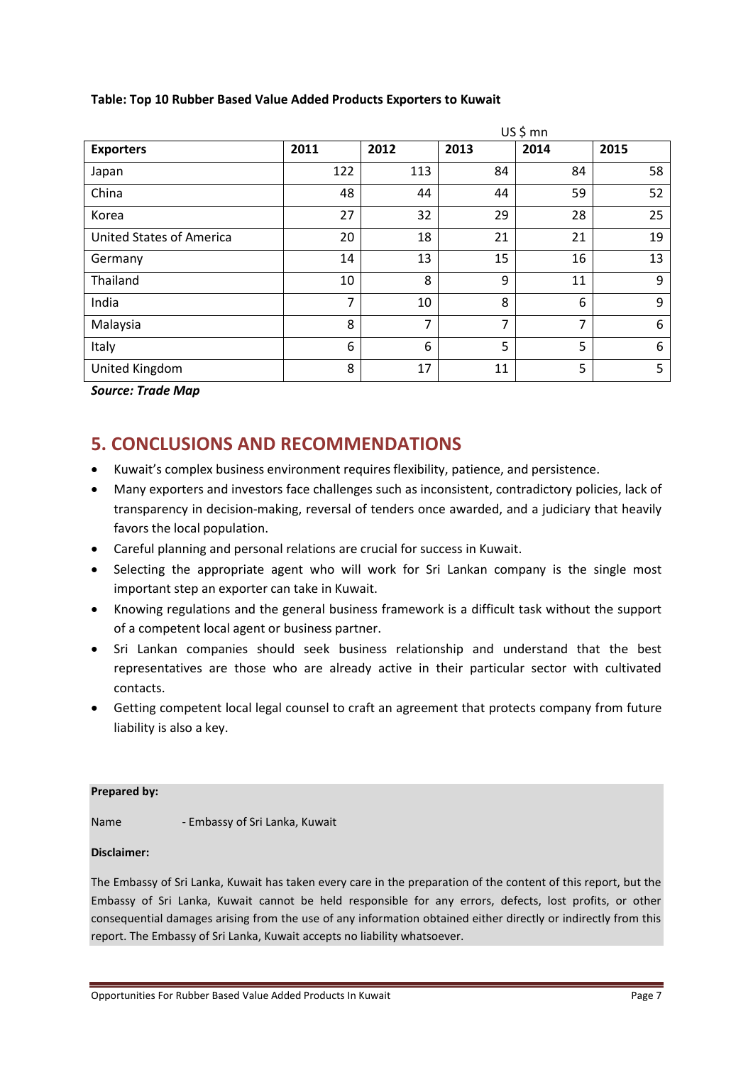**Table: Top 10 Rubber Based Value Added Products Exporters to Kuwait**

US $ mn

| Exporters | 2011 | 2012 | 2013 | 2014 | 2015 |
|---|---|---|---|---|---|
| Japan | 122 | 113 | 84 | 84 | 58 |
| China | 48 | 44 | 44 | 59 | 52 |
| Korea | 27 | 32 | 29 | 28 | 25 |
| United States of America | 20 | 18 | 21 | 21 | 19 |
| Germany | 14 | 13 | 15 | 16 | 13 |
| Thailand | 10 | 8 | 9 | 11 | 9 |
| India | 7 | 10 | 8 | 6 | 9 |
| Malaysia | 8 | 7 | 7 | 7 | 6 |
| Italy | 6 | 6 | 5 | 5 | 6 |
| United Kingdom | 8 | 17 | 11 | 5 | 5 |

***Source: Trade Map***

## 5. CONCLUSIONS AND RECOMMENDATIONS

- Kuwait's complex business environment requires flexibility, patience, and persistence.
- Many exporters and investors face challenges such as inconsistent, contradictory policies, lack of transparency in decision-making, reversal of tenders once awarded, and a judiciary that heavily favors the local population.
- Careful planning and personal relations are crucial for success in Kuwait.
- Selecting the appropriate agent who will work for Sri Lankan company is the single most important step an exporter can take in Kuwait.
- Knowing regulations and the general business framework is a difficult task without the support of a competent local agent or business partner.
- Sri Lankan companies should seek business relationship and understand that the best representatives are those who are already active in their particular sector with cultivated contacts.
- Getting competent local legal counsel to craft an agreement that protects company from future liability is also a key.

**Prepared by:**

Name - Embassy of Sri Lanka, Kuwait

**Disclaimer:**

The Embassy of Sri Lanka, Kuwait has taken every care in the preparation of the content of this report, but the Embassy of Sri Lanka, Kuwait cannot be held responsible for any errors, defects, lost profits, or other consequential damages arising from the use of any information obtained either directly or indirectly from this report. The Embassy of Sri Lanka, Kuwait accepts no liability whatsoever.